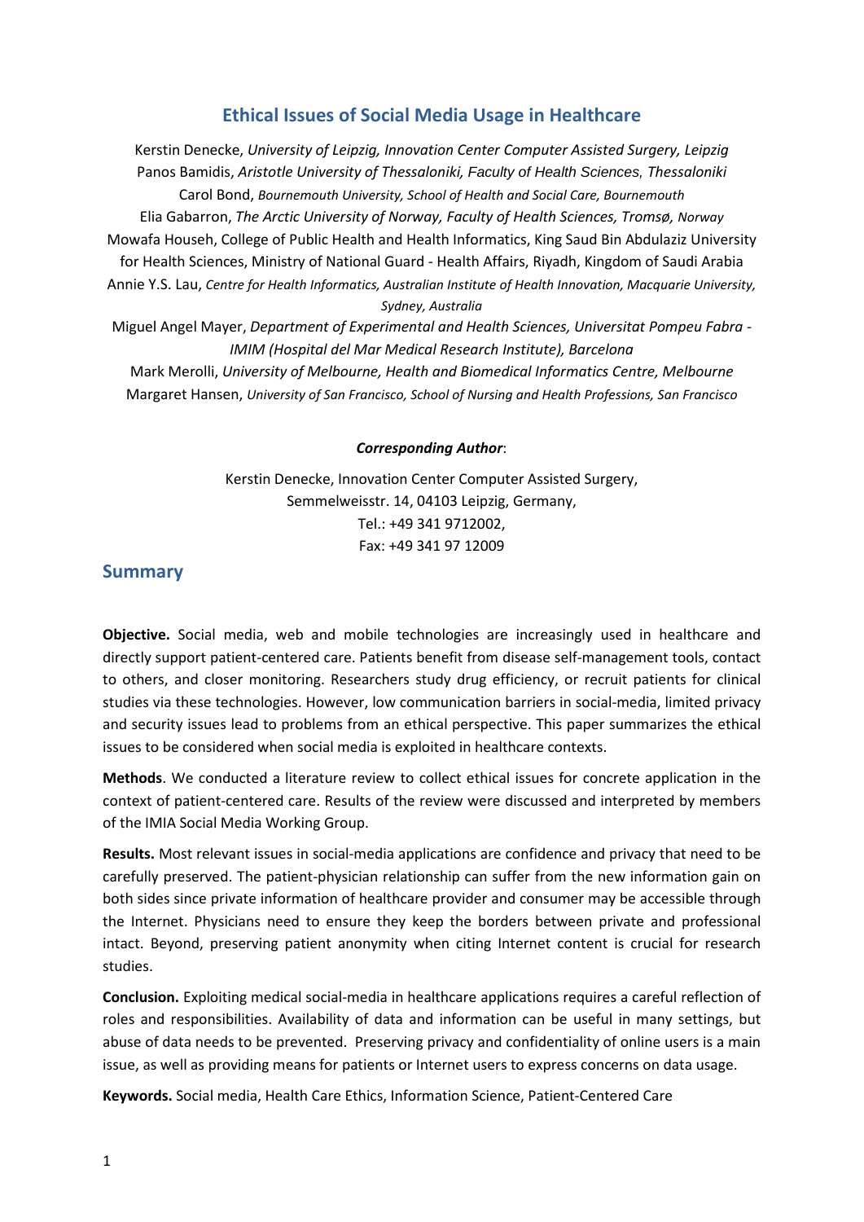# Ethical Issues of Social Media Usage in Healthcare

Kerstin Denecke, *University of Leipzig, Innovation Center Computer Assisted Surgery, Leipzig*
Panos Bamidis, *Aristotle University of Thessaloniki, Faculty of Health Sciences, Thessaloniki*
Carol Bond, *Bournemouth University, School of Health and Social Care, Bournemouth*
Elia Gabarron, *The Arctic University of Norway, Faculty of Health Sciences, Tromsø, Norway*
Mowafa Househ, College of Public Health and Health Informatics, King Saud Bin Abdulaziz University for Health Sciences, Ministry of National Guard - Health Affairs, Riyadh, Kingdom of Saudi Arabia
Annie Y.S. Lau, *Centre for Health Informatics, Australian Institute of Health Innovation, Macquarie University, Sydney, Australia*
Miguel Angel Mayer, *Department of Experimental and Health Sciences, Universitat Pompeu Fabra - IMIM (Hospital del Mar Medical Research Institute), Barcelona*
Mark Merolli, *University of Melbourne, Health and Biomedical Informatics Centre, Melbourne*
Margaret Hansen, *University of San Francisco, School of Nursing and Health Professions, San Francisco*

***Corresponding Author***:

Kerstin Denecke, Innovation Center Computer Assisted Surgery,
Semmelweisstr. 14, 04103 Leipzig, Germany,
Tel.: +49 341 9712002,
Fax: +49 341 97 12009

## Summary

**Objective.** Social media, web and mobile technologies are increasingly used in healthcare and directly support patient-centered care. Patients benefit from disease self-management tools, contact to others, and closer monitoring. Researchers study drug efficiency, or recruit patients for clinical studies via these technologies. However, low communication barriers in social-media, limited privacy and security issues lead to problems from an ethical perspective. This paper summarizes the ethical issues to be considered when social media is exploited in healthcare contexts.

**Methods**. We conducted a literature review to collect ethical issues for concrete application in the context of patient-centered care. Results of the review were discussed and interpreted by members of the IMIA Social Media Working Group.

**Results.** Most relevant issues in social-media applications are confidence and privacy that need to be carefully preserved. The patient-physician relationship can suffer from the new information gain on both sides since private information of healthcare provider and consumer may be accessible through the Internet. Physicians need to ensure they keep the borders between private and professional intact. Beyond, preserving patient anonymity when citing Internet content is crucial for research studies.

**Conclusion.** Exploiting medical social-media in healthcare applications requires a careful reflection of roles and responsibilities. Availability of data and information can be useful in many settings, but abuse of data needs to be prevented. Preserving privacy and confidentiality of online users is a main issue, as well as providing means for patients or Internet users to express concerns on data usage.

**Keywords.** Social media, Health Care Ethics, Information Science, Patient-Centered Care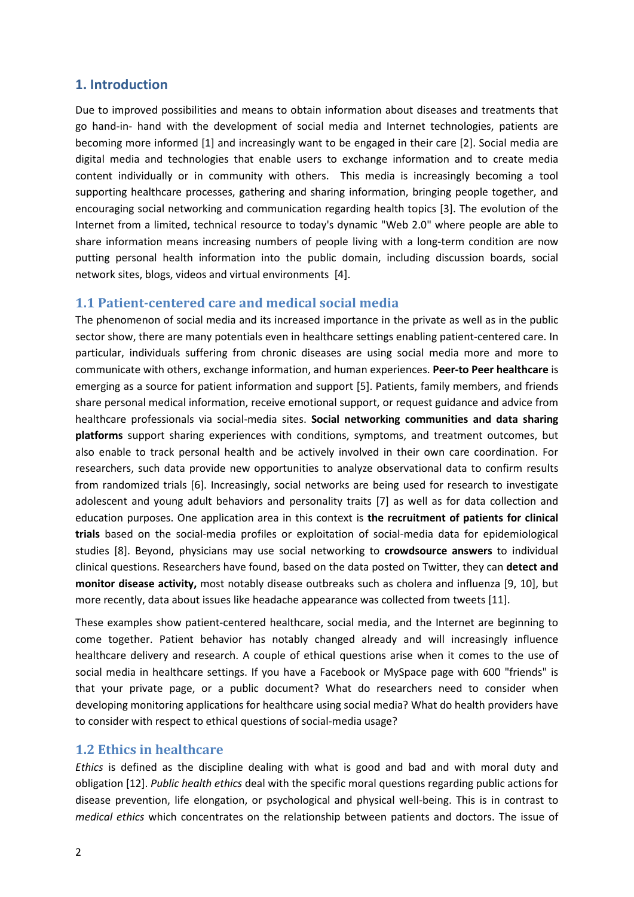## 1. Introduction

Due to improved possibilities and means to obtain information about diseases and treatments that go hand-in- hand with the development of social media and Internet technologies, patients are becoming more informed [1] and increasingly want to be engaged in their care [2]. Social media are digital media and technologies that enable users to exchange information and to create media content individually or in community with others. This media is increasingly becoming a tool supporting healthcare processes, gathering and sharing information, bringing people together, and encouraging social networking and communication regarding health topics [3]. The evolution of the Internet from a limited, technical resource to today's dynamic "Web 2.0" where people are able to share information means increasing numbers of people living with a long-term condition are now putting personal health information into the public domain, including discussion boards, social network sites, blogs, videos and virtual environments [4].

### 1.1 Patient-centered care and medical social media

The phenomenon of social media and its increased importance in the private as well as in the public sector show, there are many potentials even in healthcare settings enabling patient-centered care. In particular, individuals suffering from chronic diseases are using social media more and more to communicate with others, exchange information, and human experiences. **Peer-to Peer healthcare** is emerging as a source for patient information and support [5]. Patients, family members, and friends share personal medical information, receive emotional support, or request guidance and advice from healthcare professionals via social-media sites. **Social networking communities and data sharing platforms** support sharing experiences with conditions, symptoms, and treatment outcomes, but also enable to track personal health and be actively involved in their own care coordination. For researchers, such data provide new opportunities to analyze observational data to confirm results from randomized trials [6]. Increasingly, social networks are being used for research to investigate adolescent and young adult behaviors and personality traits [7] as well as for data collection and education purposes. One application area in this context is **the recruitment of patients for clinical trials** based on the social-media profiles or exploitation of social-media data for epidemiological studies [8]. Beyond, physicians may use social networking to **crowdsource answers** to individual clinical questions. Researchers have found, based on the data posted on Twitter, they can **detect and monitor disease activity,** most notably disease outbreaks such as cholera and influenza [9, 10], but more recently, data about issues like headache appearance was collected from tweets [11].

These examples show patient-centered healthcare, social media, and the Internet are beginning to come together. Patient behavior has notably changed already and will increasingly influence healthcare delivery and research. A couple of ethical questions arise when it comes to the use of social media in healthcare settings. If you have a Facebook or MySpace page with 600 "friends" is that your private page, or a public document? What do researchers need to consider when developing monitoring applications for healthcare using social media? What do health providers have to consider with respect to ethical questions of social-media usage?

### 1.2 Ethics in healthcare

*Ethics* is defined as the discipline dealing with what is good and bad and with moral duty and obligation [12]. *Public health ethics* deal with the specific moral questions regarding public actions for disease prevention, life elongation, or psychological and physical well-being. This is in contrast to *medical ethics* which concentrates on the relationship between patients and doctors. The issue of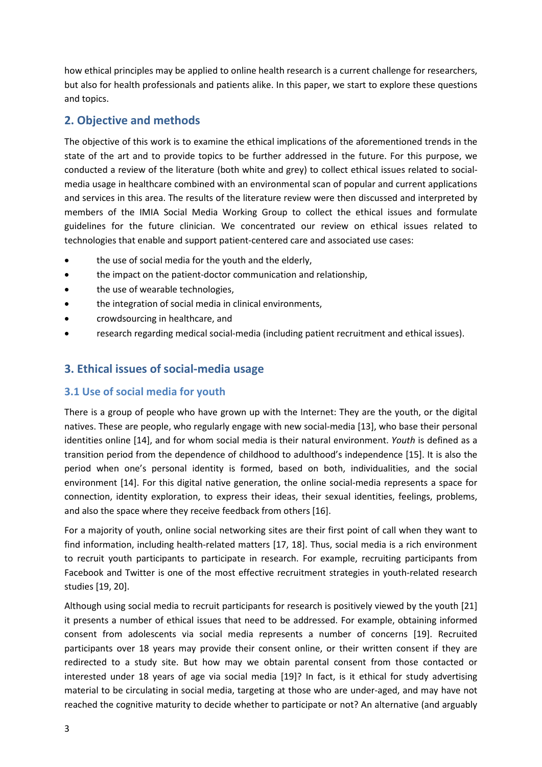how ethical principles may be applied to online health research is a current challenge for researchers, but also for health professionals and patients alike. In this paper, we start to explore these questions and topics.

## 2. Objective and methods

The objective of this work is to examine the ethical implications of the aforementioned trends in the state of the art and to provide topics to be further addressed in the future. For this purpose, we conducted a review of the literature (both white and grey) to collect ethical issues related to social-media usage in healthcare combined with an environmental scan of popular and current applications and services in this area. The results of the literature review were then discussed and interpreted by members of the IMIA Social Media Working Group to collect the ethical issues and formulate guidelines for the future clinician. We concentrated our review on ethical issues related to technologies that enable and support patient-centered care and associated use cases:

- the use of social media for the youth and the elderly,
- the impact on the patient-doctor communication and relationship,
- the use of wearable technologies,
- the integration of social media in clinical environments,
- crowdsourcing in healthcare, and
- research regarding medical social-media (including patient recruitment and ethical issues).

## 3. Ethical issues of social-media usage

### 3.1 Use of social media for youth

There is a group of people who have grown up with the Internet: They are the youth, or the digital natives. These are people, who regularly engage with new social-media [13], who base their personal identities online [14], and for whom social media is their natural environment. *Youth* is defined as a transition period from the dependence of childhood to adulthood's independence [15]. It is also the period when one's personal identity is formed, based on both, individualities, and the social environment [14]. For this digital native generation, the online social-media represents a space for connection, identity exploration, to express their ideas, their sexual identities, feelings, problems, and also the space where they receive feedback from others [16].

For a majority of youth, online social networking sites are their first point of call when they want to find information, including health-related matters [17, 18]. Thus, social media is a rich environment to recruit youth participants to participate in research. For example, recruiting participants from Facebook and Twitter is one of the most effective recruitment strategies in youth-related research studies [19, 20].

Although using social media to recruit participants for research is positively viewed by the youth [21] it presents a number of ethical issues that need to be addressed. For example, obtaining informed consent from adolescents via social media represents a number of concerns [19]. Recruited participants over 18 years may provide their consent online, or their written consent if they are redirected to a study site. But how may we obtain parental consent from those contacted or interested under 18 years of age via social media [19]? In fact, is it ethical for study advertising material to be circulating in social media, targeting at those who are under-aged, and may have not reached the cognitive maturity to decide whether to participate or not? An alternative (and arguably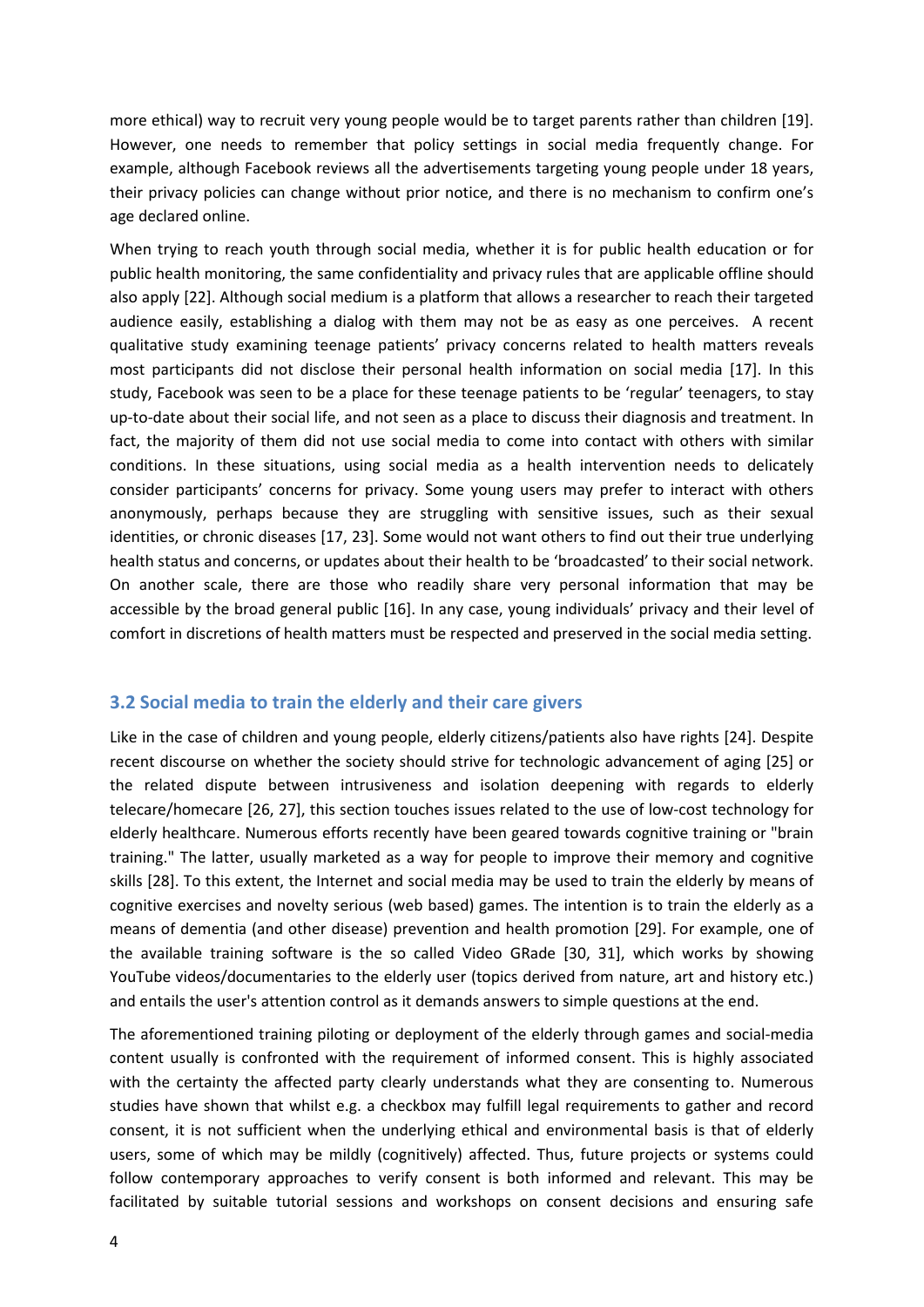more ethical) way to recruit very young people would be to target parents rather than children [19]. However, one needs to remember that policy settings in social media frequently change. For example, although Facebook reviews all the advertisements targeting young people under 18 years, their privacy policies can change without prior notice, and there is no mechanism to confirm one's age declared online.

When trying to reach youth through social media, whether it is for public health education or for public health monitoring, the same confidentiality and privacy rules that are applicable offline should also apply [22]. Although social medium is a platform that allows a researcher to reach their targeted audience easily, establishing a dialog with them may not be as easy as one perceives. A recent qualitative study examining teenage patients' privacy concerns related to health matters reveals most participants did not disclose their personal health information on social media [17]. In this study, Facebook was seen to be a place for these teenage patients to be 'regular' teenagers, to stay up-to-date about their social life, and not seen as a place to discuss their diagnosis and treatment. In fact, the majority of them did not use social media to come into contact with others with similar conditions. In these situations, using social media as a health intervention needs to delicately consider participants' concerns for privacy. Some young users may prefer to interact with others anonymously, perhaps because they are struggling with sensitive issues, such as their sexual identities, or chronic diseases [17, 23]. Some would not want others to find out their true underlying health status and concerns, or updates about their health to be 'broadcasted' to their social network. On another scale, there are those who readily share very personal information that may be accessible by the broad general public [16]. In any case, young individuals' privacy and their level of comfort in discretions of health matters must be respected and preserved in the social media setting.

### 3.2 Social media to train the elderly and their care givers

Like in the case of children and young people, elderly citizens/patients also have rights [24]. Despite recent discourse on whether the society should strive for technologic advancement of aging [25] or the related dispute between intrusiveness and isolation deepening with regards to elderly telecare/homecare [26, 27], this section touches issues related to the use of low-cost technology for elderly healthcare. Numerous efforts recently have been geared towards cognitive training or "brain training." The latter, usually marketed as a way for people to improve their memory and cognitive skills [28]. To this extent, the Internet and social media may be used to train the elderly by means of cognitive exercises and novelty serious (web based) games. The intention is to train the elderly as a means of dementia (and other disease) prevention and health promotion [29]. For example, one of the available training software is the so called Video GRade [30, 31], which works by showing YouTube videos/documentaries to the elderly user (topics derived from nature, art and history etc.) and entails the user's attention control as it demands answers to simple questions at the end.

The aforementioned training piloting or deployment of the elderly through games and social-media content usually is confronted with the requirement of informed consent. This is highly associated with the certainty the affected party clearly understands what they are consenting to. Numerous studies have shown that whilst e.g. a checkbox may fulfill legal requirements to gather and record consent, it is not sufficient when the underlying ethical and environmental basis is that of elderly users, some of which may be mildly (cognitively) affected. Thus, future projects or systems could follow contemporary approaches to verify consent is both informed and relevant. This may be facilitated by suitable tutorial sessions and workshops on consent decisions and ensuring safe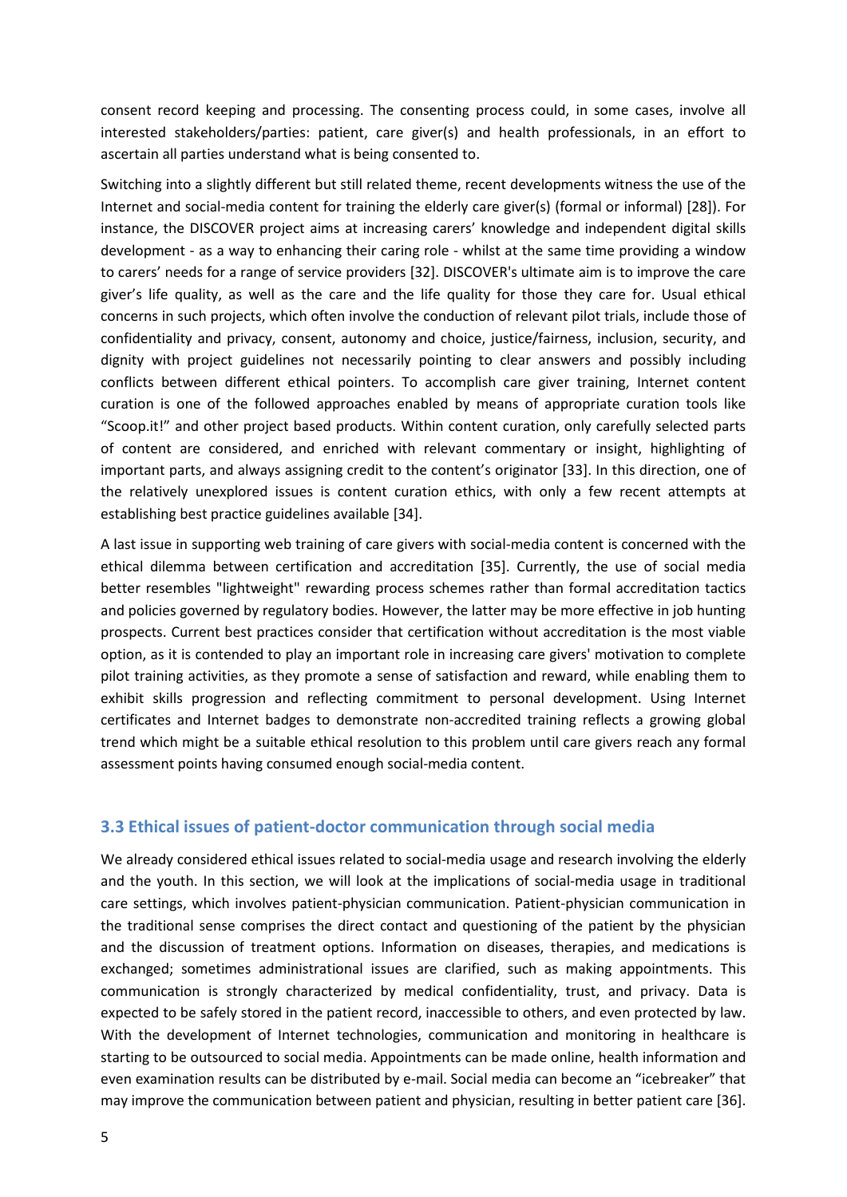consent record keeping and processing. The consenting process could, in some cases, involve all interested stakeholders/parties: patient, care giver(s) and health professionals, in an effort to ascertain all parties understand what is being consented to.

Switching into a slightly different but still related theme, recent developments witness the use of the Internet and social-media content for training the elderly care giver(s) (formal or informal) [28]). For instance, the DISCOVER project aims at increasing carers' knowledge and independent digital skills development - as a way to enhancing their caring role - whilst at the same time providing a window to carers' needs for a range of service providers [32]. DISCOVER's ultimate aim is to improve the care giver's life quality, as well as the care and the life quality for those they care for. Usual ethical concerns in such projects, which often involve the conduction of relevant pilot trials, include those of confidentiality and privacy, consent, autonomy and choice, justice/fairness, inclusion, security, and dignity with project guidelines not necessarily pointing to clear answers and possibly including conflicts between different ethical pointers. To accomplish care giver training, Internet content curation is one of the followed approaches enabled by means of appropriate curation tools like "Scoop.it!" and other project based products. Within content curation, only carefully selected parts of content are considered, and enriched with relevant commentary or insight, highlighting of important parts, and always assigning credit to the content's originator [33]. In this direction, one of the relatively unexplored issues is content curation ethics, with only a few recent attempts at establishing best practice guidelines available [34].

A last issue in supporting web training of care givers with social-media content is concerned with the ethical dilemma between certification and accreditation [35]. Currently, the use of social media better resembles "lightweight" rewarding process schemes rather than formal accreditation tactics and policies governed by regulatory bodies. However, the latter may be more effective in job hunting prospects. Current best practices consider that certification without accreditation is the most viable option, as it is contended to play an important role in increasing care givers' motivation to complete pilot training activities, as they promote a sense of satisfaction and reward, while enabling them to exhibit skills progression and reflecting commitment to personal development. Using Internet certificates and Internet badges to demonstrate non-accredited training reflects a growing global trend which might be a suitable ethical resolution to this problem until care givers reach any formal assessment points having consumed enough social-media content.

### 3.3 Ethical issues of patient-doctor communication through social media

We already considered ethical issues related to social-media usage and research involving the elderly and the youth. In this section, we will look at the implications of social-media usage in traditional care settings, which involves patient-physician communication. Patient-physician communication in the traditional sense comprises the direct contact and questioning of the patient by the physician and the discussion of treatment options. Information on diseases, therapies, and medications is exchanged; sometimes administrational issues are clarified, such as making appointments. This communication is strongly characterized by medical confidentiality, trust, and privacy. Data is expected to be safely stored in the patient record, inaccessible to others, and even protected by law. With the development of Internet technologies, communication and monitoring in healthcare is starting to be outsourced to social media. Appointments can be made online, health information and even examination results can be distributed by e-mail. Social media can become an "icebreaker" that may improve the communication between patient and physician, resulting in better patient care [36].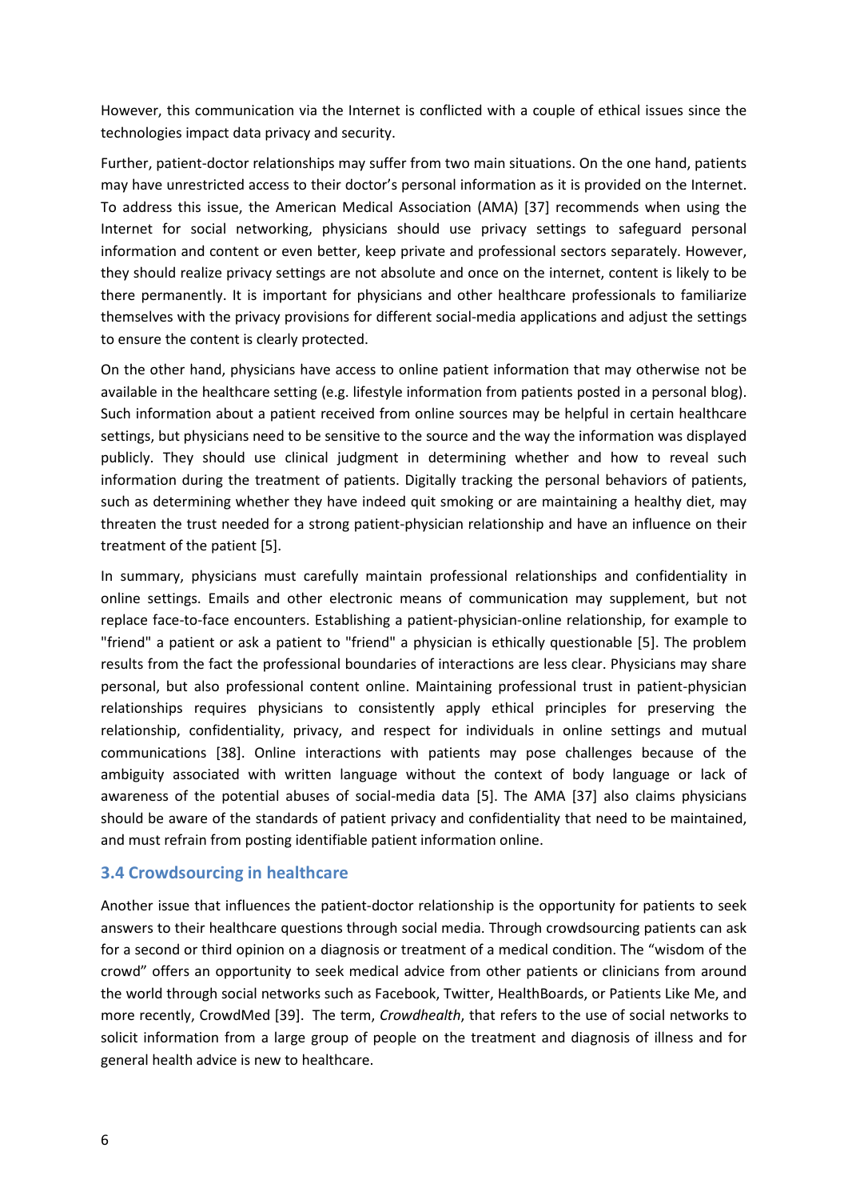However, this communication via the Internet is conflicted with a couple of ethical issues since the technologies impact data privacy and security.

Further, patient-doctor relationships may suffer from two main situations. On the one hand, patients may have unrestricted access to their doctor's personal information as it is provided on the Internet. To address this issue, the American Medical Association (AMA) [37] recommends when using the Internet for social networking, physicians should use privacy settings to safeguard personal information and content or even better, keep private and professional sectors separately. However, they should realize privacy settings are not absolute and once on the internet, content is likely to be there permanently. It is important for physicians and other healthcare professionals to familiarize themselves with the privacy provisions for different social-media applications and adjust the settings to ensure the content is clearly protected.

On the other hand, physicians have access to online patient information that may otherwise not be available in the healthcare setting (e.g. lifestyle information from patients posted in a personal blog). Such information about a patient received from online sources may be helpful in certain healthcare settings, but physicians need to be sensitive to the source and the way the information was displayed publicly. They should use clinical judgment in determining whether and how to reveal such information during the treatment of patients. Digitally tracking the personal behaviors of patients, such as determining whether they have indeed quit smoking or are maintaining a healthy diet, may threaten the trust needed for a strong patient-physician relationship and have an influence on their treatment of the patient [5].

In summary, physicians must carefully maintain professional relationships and confidentiality in online settings. Emails and other electronic means of communication may supplement, but not replace face-to-face encounters. Establishing a patient-physician-online relationship, for example to "friend" a patient or ask a patient to "friend" a physician is ethically questionable [5]. The problem results from the fact the professional boundaries of interactions are less clear. Physicians may share personal, but also professional content online. Maintaining professional trust in patient-physician relationships requires physicians to consistently apply ethical principles for preserving the relationship, confidentiality, privacy, and respect for individuals in online settings and mutual communications [38]. Online interactions with patients may pose challenges because of the ambiguity associated with written language without the context of body language or lack of awareness of the potential abuses of social-media data [5]. The AMA [37] also claims physicians should be aware of the standards of patient privacy and confidentiality that need to be maintained, and must refrain from posting identifiable patient information online.

### 3.4 Crowdsourcing in healthcare

Another issue that influences the patient-doctor relationship is the opportunity for patients to seek answers to their healthcare questions through social media. Through crowdsourcing patients can ask for a second or third opinion on a diagnosis or treatment of a medical condition. The "wisdom of the crowd" offers an opportunity to seek medical advice from other patients or clinicians from around the world through social networks such as Facebook, Twitter, HealthBoards, or Patients Like Me, and more recently, CrowdMed [39]. The term, *Crowdhealth*, that refers to the use of social networks to solicit information from a large group of people on the treatment and diagnosis of illness and for general health advice is new to healthcare.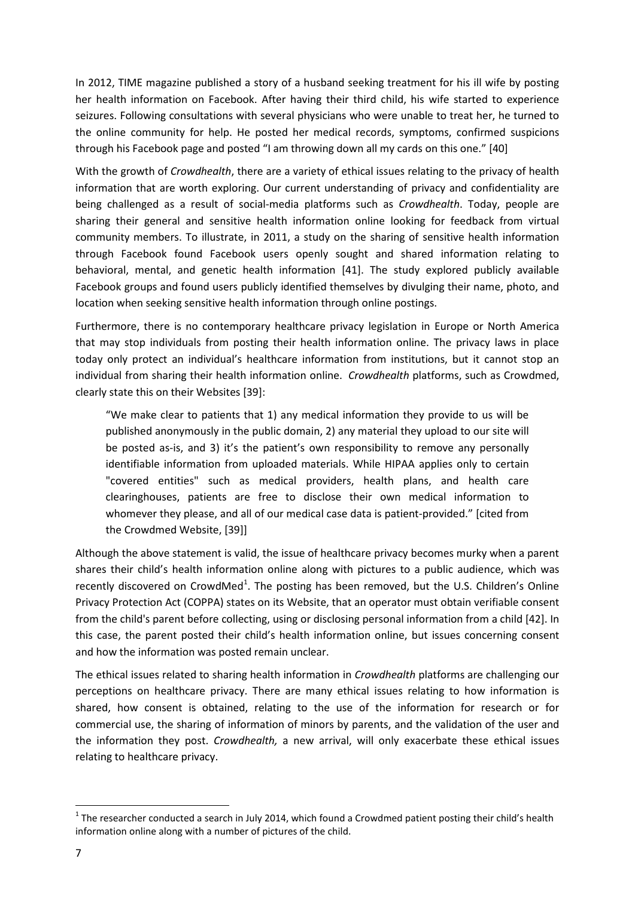In 2012, TIME magazine published a story of a husband seeking treatment for his ill wife by posting her health information on Facebook. After having their third child, his wife started to experience seizures. Following consultations with several physicians who were unable to treat her, he turned to the online community for help. He posted her medical records, symptoms, confirmed suspicions through his Facebook page and posted "I am throwing down all my cards on this one." [40]

With the growth of *Crowdhealth*, there are a variety of ethical issues relating to the privacy of health information that are worth exploring. Our current understanding of privacy and confidentiality are being challenged as a result of social-media platforms such as *Crowdhealth*. Today, people are sharing their general and sensitive health information online looking for feedback from virtual community members. To illustrate, in 2011, a study on the sharing of sensitive health information through Facebook found Facebook users openly sought and shared information relating to behavioral, mental, and genetic health information [41]. The study explored publicly available Facebook groups and found users publicly identified themselves by divulging their name, photo, and location when seeking sensitive health information through online postings.

Furthermore, there is no contemporary healthcare privacy legislation in Europe or North America that may stop individuals from posting their health information online. The privacy laws in place today only protect an individual's healthcare information from institutions, but it cannot stop an individual from sharing their health information online. *Crowdhealth* platforms, such as Crowdmed, clearly state this on their Websites [39]:

> "We make clear to patients that 1) any medical information they provide to us will be published anonymously in the public domain, 2) any material they upload to our site will be posted as-is, and 3) it's the patient's own responsibility to remove any personally identifiable information from uploaded materials. While HIPAA applies only to certain "covered entities" such as medical providers, health plans, and health care clearinghouses, patients are free to disclose their own medical information to whomever they please, and all of our medical case data is patient-provided." [cited from the Crowdmed Website, [39]]

Although the above statement is valid, the issue of healthcare privacy becomes murky when a parent shares their child's health information online along with pictures to a public audience, which was recently discovered on CrowdMed[1]. The posting has been removed, but the U.S. Children's Online Privacy Protection Act (COPPA) states on its Website, that an operator must obtain verifiable consent from the child's parent before collecting, using or disclosing personal information from a child [42]. In this case, the parent posted their child's health information online, but issues concerning consent and how the information was posted remain unclear.

The ethical issues related to sharing health information in *Crowdhealth* platforms are challenging our perceptions on healthcare privacy. There are many ethical issues relating to how information is shared, how consent is obtained, relating to the use of the information for research or for commercial use, the sharing of information of minors by parents, and the validation of the user and the information they post. *Crowdhealth,* a new arrival, will only exacerbate these ethical issues relating to healthcare privacy.

[1] The researcher conducted a search in July 2014, which found a Crowdmed patient posting their child's health information online along with a number of pictures of the child.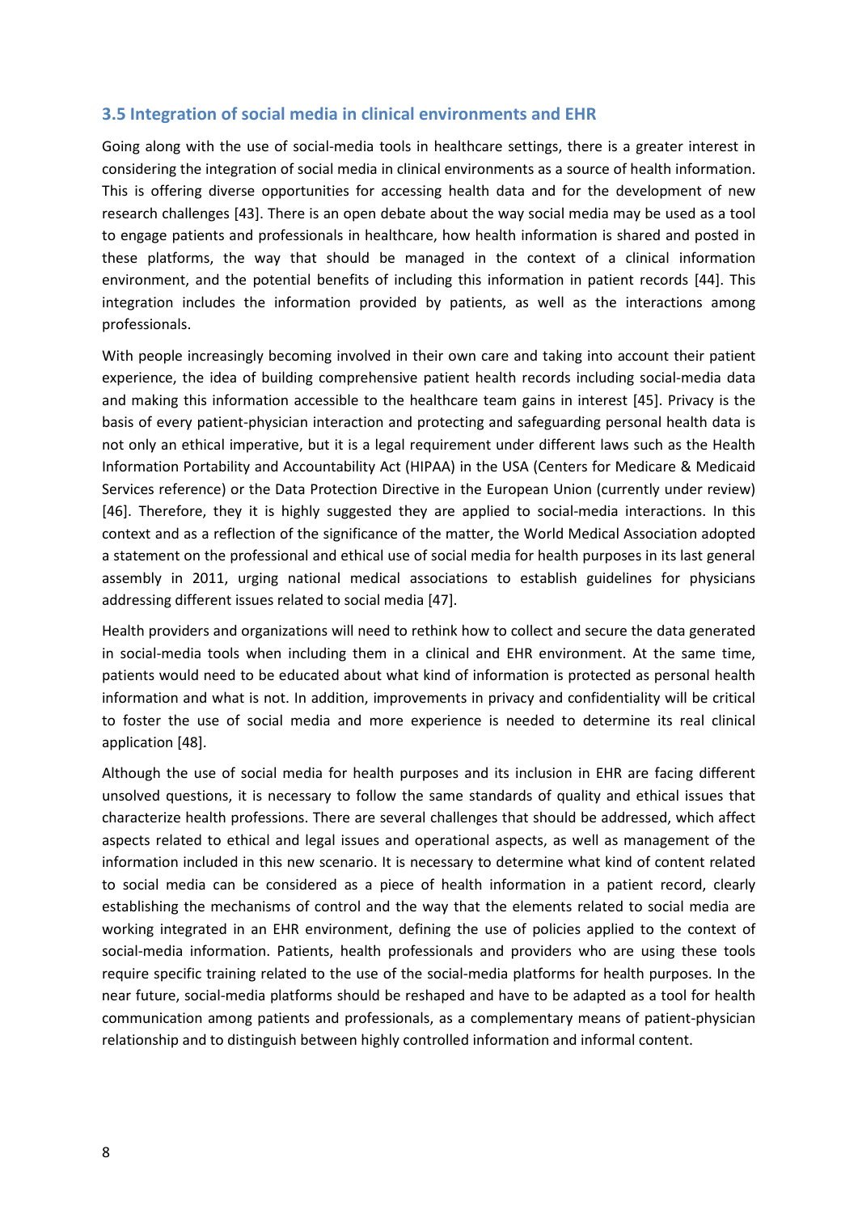### 3.5 Integration of social media in clinical environments and EHR

Going along with the use of social-media tools in healthcare settings, there is a greater interest in considering the integration of social media in clinical environments as a source of health information. This is offering diverse opportunities for accessing health data and for the development of new research challenges [43]. There is an open debate about the way social media may be used as a tool to engage patients and professionals in healthcare, how health information is shared and posted in these platforms, the way that should be managed in the context of a clinical information environment, and the potential benefits of including this information in patient records [44]. This integration includes the information provided by patients, as well as the interactions among professionals.

With people increasingly becoming involved in their own care and taking into account their patient experience, the idea of building comprehensive patient health records including social-media data and making this information accessible to the healthcare team gains in interest [45]. Privacy is the basis of every patient-physician interaction and protecting and safeguarding personal health data is not only an ethical imperative, but it is a legal requirement under different laws such as the Health Information Portability and Accountability Act (HIPAA) in the USA (Centers for Medicare & Medicaid Services reference) or the Data Protection Directive in the European Union (currently under review) [46]. Therefore, they it is highly suggested they are applied to social-media interactions. In this context and as a reflection of the significance of the matter, the World Medical Association adopted a statement on the professional and ethical use of social media for health purposes in its last general assembly in 2011, urging national medical associations to establish guidelines for physicians addressing different issues related to social media [47].

Health providers and organizations will need to rethink how to collect and secure the data generated in social-media tools when including them in a clinical and EHR environment. At the same time, patients would need to be educated about what kind of information is protected as personal health information and what is not. In addition, improvements in privacy and confidentiality will be critical to foster the use of social media and more experience is needed to determine its real clinical application [48].

Although the use of social media for health purposes and its inclusion in EHR are facing different unsolved questions, it is necessary to follow the same standards of quality and ethical issues that characterize health professions. There are several challenges that should be addressed, which affect aspects related to ethical and legal issues and operational aspects, as well as management of the information included in this new scenario. It is necessary to determine what kind of content related to social media can be considered as a piece of health information in a patient record, clearly establishing the mechanisms of control and the way that the elements related to social media are working integrated in an EHR environment, defining the use of policies applied to the context of social-media information. Patients, health professionals and providers who are using these tools require specific training related to the use of the social-media platforms for health purposes. In the near future, social-media platforms should be reshaped and have to be adapted as a tool for health communication among patients and professionals, as a complementary means of patient-physician relationship and to distinguish between highly controlled information and informal content.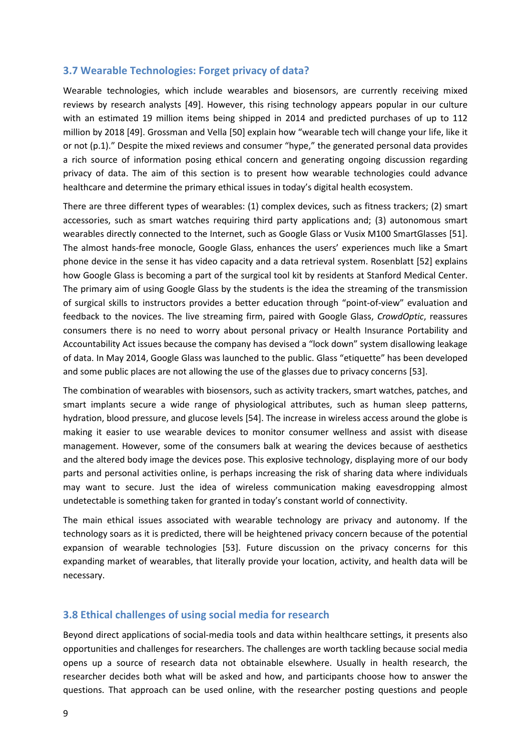### 3.7 Wearable Technologies: Forget privacy of data?

Wearable technologies, which include wearables and biosensors, are currently receiving mixed reviews by research analysts [49]. However, this rising technology appears popular in our culture with an estimated 19 million items being shipped in 2014 and predicted purchases of up to 112 million by 2018 [49]. Grossman and Vella [50] explain how "wearable tech will change your life, like it or not (p.1)." Despite the mixed reviews and consumer "hype," the generated personal data provides a rich source of information posing ethical concern and generating ongoing discussion regarding privacy of data. The aim of this section is to present how wearable technologies could advance healthcare and determine the primary ethical issues in today's digital health ecosystem.

There are three different types of wearables: (1) complex devices, such as fitness trackers; (2) smart accessories, such as smart watches requiring third party applications and; (3) autonomous smart wearables directly connected to the Internet, such as Google Glass or Vusix M100 SmartGlasses [51]. The almost hands-free monocle, Google Glass, enhances the users' experiences much like a Smart phone device in the sense it has video capacity and a data retrieval system. Rosenblatt [52] explains how Google Glass is becoming a part of the surgical tool kit by residents at Stanford Medical Center. The primary aim of using Google Glass by the students is the idea the streaming of the transmission of surgical skills to instructors provides a better education through "point-of-view" evaluation and feedback to the novices. The live streaming firm, paired with Google Glass, *CrowdOptic*, reassures consumers there is no need to worry about personal privacy or Health Insurance Portability and Accountability Act issues because the company has devised a "lock down" system disallowing leakage of data. In May 2014, Google Glass was launched to the public. Glass "etiquette" has been developed and some public places are not allowing the use of the glasses due to privacy concerns [53].

The combination of wearables with biosensors, such as activity trackers, smart watches, patches, and smart implants secure a wide range of physiological attributes, such as human sleep patterns, hydration, blood pressure, and glucose levels [54]. The increase in wireless access around the globe is making it easier to use wearable devices to monitor consumer wellness and assist with disease management. However, some of the consumers balk at wearing the devices because of aesthetics and the altered body image the devices pose. This explosive technology, displaying more of our body parts and personal activities online, is perhaps increasing the risk of sharing data where individuals may want to secure. Just the idea of wireless communication making eavesdropping almost undetectable is something taken for granted in today's constant world of connectivity.

The main ethical issues associated with wearable technology are privacy and autonomy. If the technology soars as it is predicted, there will be heightened privacy concern because of the potential expansion of wearable technologies [53]. Future discussion on the privacy concerns for this expanding market of wearables, that literally provide your location, activity, and health data will be necessary.

### 3.8 Ethical challenges of using social media for research

Beyond direct applications of social-media tools and data within healthcare settings, it presents also opportunities and challenges for researchers. The challenges are worth tackling because social media opens up a source of research data not obtainable elsewhere. Usually in health research, the researcher decides both what will be asked and how, and participants choose how to answer the questions. That approach can be used online, with the researcher posting questions and people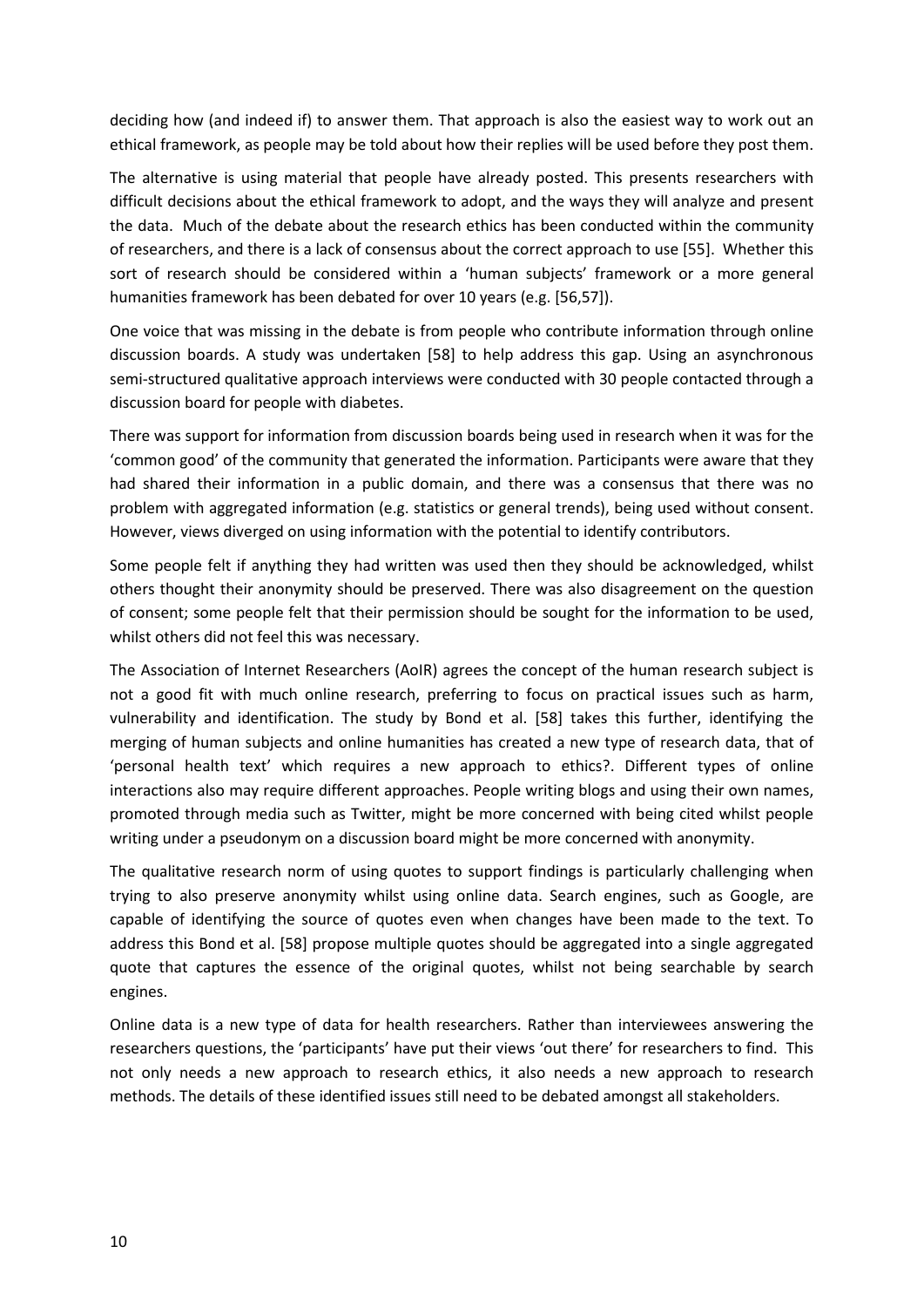deciding how (and indeed if) to answer them. That approach is also the easiest way to work out an ethical framework, as people may be told about how their replies will be used before they post them.

The alternative is using material that people have already posted. This presents researchers with difficult decisions about the ethical framework to adopt, and the ways they will analyze and present the data. Much of the debate about the research ethics has been conducted within the community of researchers, and there is a lack of consensus about the correct approach to use [55]. Whether this sort of research should be considered within a 'human subjects' framework or a more general humanities framework has been debated for over 10 years (e.g. [56,57]).

One voice that was missing in the debate is from people who contribute information through online discussion boards. A study was undertaken [58] to help address this gap. Using an asynchronous semi-structured qualitative approach interviews were conducted with 30 people contacted through a discussion board for people with diabetes.

There was support for information from discussion boards being used in research when it was for the 'common good' of the community that generated the information. Participants were aware that they had shared their information in a public domain, and there was a consensus that there was no problem with aggregated information (e.g. statistics or general trends), being used without consent. However, views diverged on using information with the potential to identify contributors.

Some people felt if anything they had written was used then they should be acknowledged, whilst others thought their anonymity should be preserved. There was also disagreement on the question of consent; some people felt that their permission should be sought for the information to be used, whilst others did not feel this was necessary.

The Association of Internet Researchers (AoIR) agrees the concept of the human research subject is not a good fit with much online research, preferring to focus on practical issues such as harm, vulnerability and identification. The study by Bond et al. [58] takes this further, identifying the merging of human subjects and online humanities has created a new type of research data, that of 'personal health text' which requires a new approach to ethics?. Different types of online interactions also may require different approaches. People writing blogs and using their own names, promoted through media such as Twitter, might be more concerned with being cited whilst people writing under a pseudonym on a discussion board might be more concerned with anonymity.

The qualitative research norm of using quotes to support findings is particularly challenging when trying to also preserve anonymity whilst using online data. Search engines, such as Google, are capable of identifying the source of quotes even when changes have been made to the text. To address this Bond et al. [58] propose multiple quotes should be aggregated into a single aggregated quote that captures the essence of the original quotes, whilst not being searchable by search engines.

Online data is a new type of data for health researchers. Rather than interviewees answering the researchers questions, the 'participants' have put their views 'out there' for researchers to find. This not only needs a new approach to research ethics, it also needs a new approach to research methods. The details of these identified issues still need to be debated amongst all stakeholders.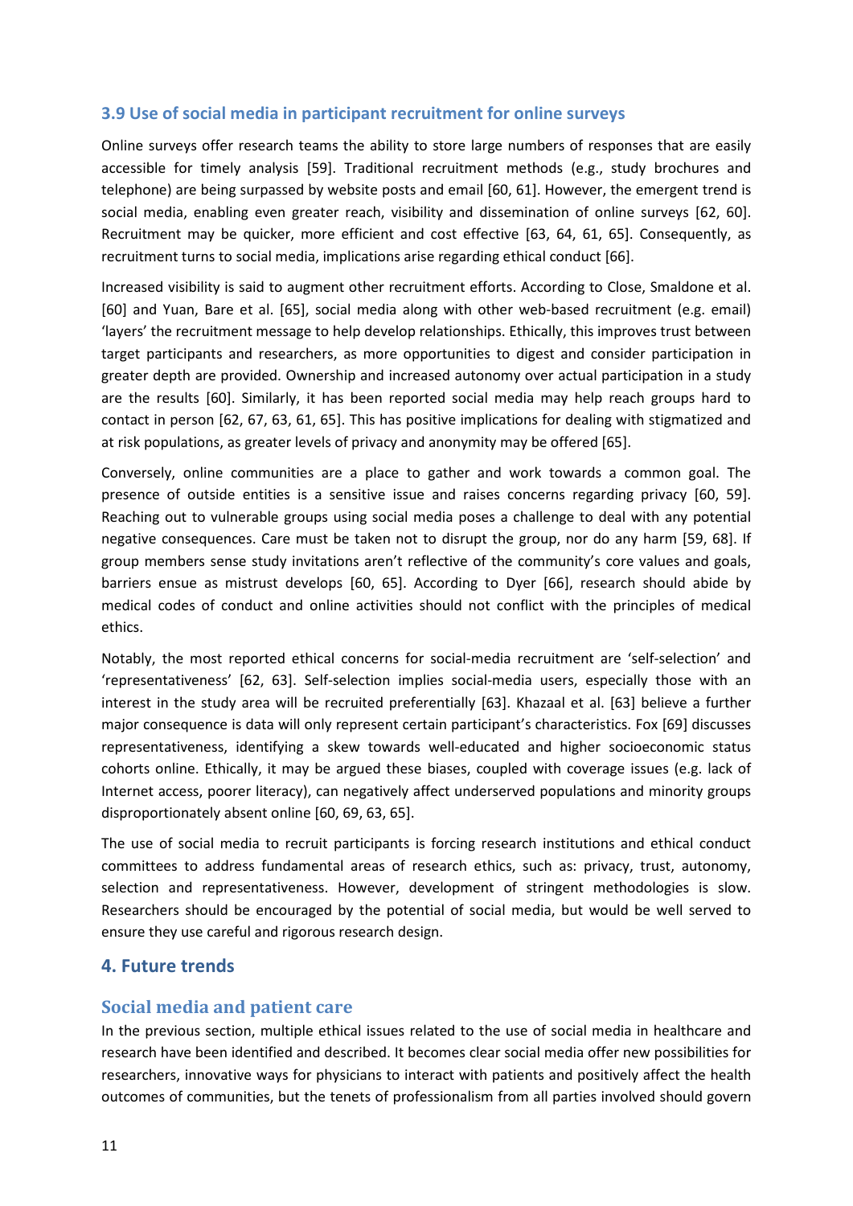### 3.9 Use of social media in participant recruitment for online surveys

Online surveys offer research teams the ability to store large numbers of responses that are easily accessible for timely analysis [59]. Traditional recruitment methods (e.g., study brochures and telephone) are being surpassed by website posts and email [60, 61]. However, the emergent trend is social media, enabling even greater reach, visibility and dissemination of online surveys [62, 60]. Recruitment may be quicker, more efficient and cost effective [63, 64, 61, 65]. Consequently, as recruitment turns to social media, implications arise regarding ethical conduct [66].

Increased visibility is said to augment other recruitment efforts. According to Close, Smaldone et al. [60] and Yuan, Bare et al. [65], social media along with other web-based recruitment (e.g. email) 'layers' the recruitment message to help develop relationships. Ethically, this improves trust between target participants and researchers, as more opportunities to digest and consider participation in greater depth are provided. Ownership and increased autonomy over actual participation in a study are the results [60]. Similarly, it has been reported social media may help reach groups hard to contact in person [62, 67, 63, 61, 65]. This has positive implications for dealing with stigmatized and at risk populations, as greater levels of privacy and anonymity may be offered [65].

Conversely, online communities are a place to gather and work towards a common goal. The presence of outside entities is a sensitive issue and raises concerns regarding privacy [60, 59]. Reaching out to vulnerable groups using social media poses a challenge to deal with any potential negative consequences. Care must be taken not to disrupt the group, nor do any harm [59, 68]. If group members sense study invitations aren't reflective of the community's core values and goals, barriers ensue as mistrust develops [60, 65]. According to Dyer [66], research should abide by medical codes of conduct and online activities should not conflict with the principles of medical ethics.

Notably, the most reported ethical concerns for social-media recruitment are 'self-selection' and 'representativeness' [62, 63]. Self-selection implies social-media users, especially those with an interest in the study area will be recruited preferentially [63]. Khazaal et al. [63] believe a further major consequence is data will only represent certain participant's characteristics. Fox [69] discusses representativeness, identifying a skew towards well-educated and higher socioeconomic status cohorts online. Ethically, it may be argued these biases, coupled with coverage issues (e.g. lack of Internet access, poorer literacy), can negatively affect underserved populations and minority groups disproportionately absent online [60, 69, 63, 65].

The use of social media to recruit participants is forcing research institutions and ethical conduct committees to address fundamental areas of research ethics, such as: privacy, trust, autonomy, selection and representativeness. However, development of stringent methodologies is slow. Researchers should be encouraged by the potential of social media, but would be well served to ensure they use careful and rigorous research design.

## 4. Future trends

### Social media and patient care

In the previous section, multiple ethical issues related to the use of social media in healthcare and research have been identified and described. It becomes clear social media offer new possibilities for researchers, innovative ways for physicians to interact with patients and positively affect the health outcomes of communities, but the tenets of professionalism from all parties involved should govern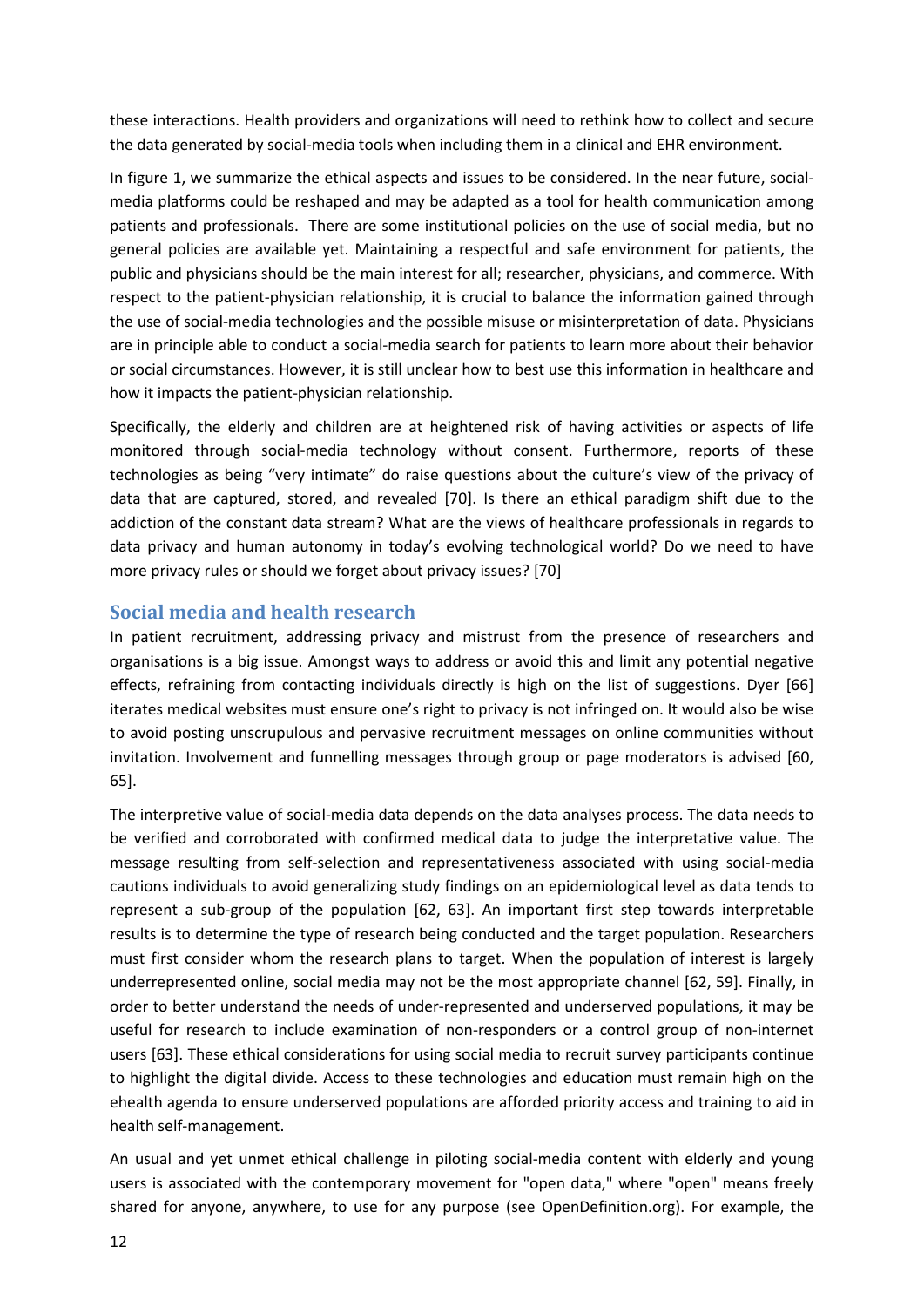these interactions. Health providers and organizations will need to rethink how to collect and secure the data generated by social-media tools when including them in a clinical and EHR environment.

In figure 1, we summarize the ethical aspects and issues to be considered. In the near future, social-media platforms could be reshaped and may be adapted as a tool for health communication among patients and professionals. There are some institutional policies on the use of social media, but no general policies are available yet. Maintaining a respectful and safe environment for patients, the public and physicians should be the main interest for all; researcher, physicians, and commerce. With respect to the patient-physician relationship, it is crucial to balance the information gained through the use of social-media technologies and the possible misuse or misinterpretation of data. Physicians are in principle able to conduct a social-media search for patients to learn more about their behavior or social circumstances. However, it is still unclear how to best use this information in healthcare and how it impacts the patient-physician relationship.

Specifically, the elderly and children are at heightened risk of having activities or aspects of life monitored through social-media technology without consent. Furthermore, reports of these technologies as being "very intimate" do raise questions about the culture's view of the privacy of data that are captured, stored, and revealed [70]. Is there an ethical paradigm shift due to the addiction of the constant data stream? What are the views of healthcare professionals in regards to data privacy and human autonomy in today's evolving technological world? Do we need to have more privacy rules or should we forget about privacy issues? [70]

## Social media and health research

In patient recruitment, addressing privacy and mistrust from the presence of researchers and organisations is a big issue. Amongst ways to address or avoid this and limit any potential negative effects, refraining from contacting individuals directly is high on the list of suggestions. Dyer [66] iterates medical websites must ensure one's right to privacy is not infringed on. It would also be wise to avoid posting unscrupulous and pervasive recruitment messages on online communities without invitation. Involvement and funnelling messages through group or page moderators is advised [60, 65].

The interpretive value of social-media data depends on the data analyses process. The data needs to be verified and corroborated with confirmed medical data to judge the interpretative value. The message resulting from self-selection and representativeness associated with using social-media cautions individuals to avoid generalizing study findings on an epidemiological level as data tends to represent a sub-group of the population [62, 63]. An important first step towards interpretable results is to determine the type of research being conducted and the target population. Researchers must first consider whom the research plans to target. When the population of interest is largely underrepresented online, social media may not be the most appropriate channel [62, 59]. Finally, in order to better understand the needs of under-represented and underserved populations, it may be useful for research to include examination of non-responders or a control group of non-internet users [63]. These ethical considerations for using social media to recruit survey participants continue to highlight the digital divide. Access to these technologies and education must remain high on the ehealth agenda to ensure underserved populations are afforded priority access and training to aid in health self-management.

An usual and yet unmet ethical challenge in piloting social-media content with elderly and young users is associated with the contemporary movement for "open data," where "open" means freely shared for anyone, anywhere, to use for any purpose (see OpenDefinition.org). For example, the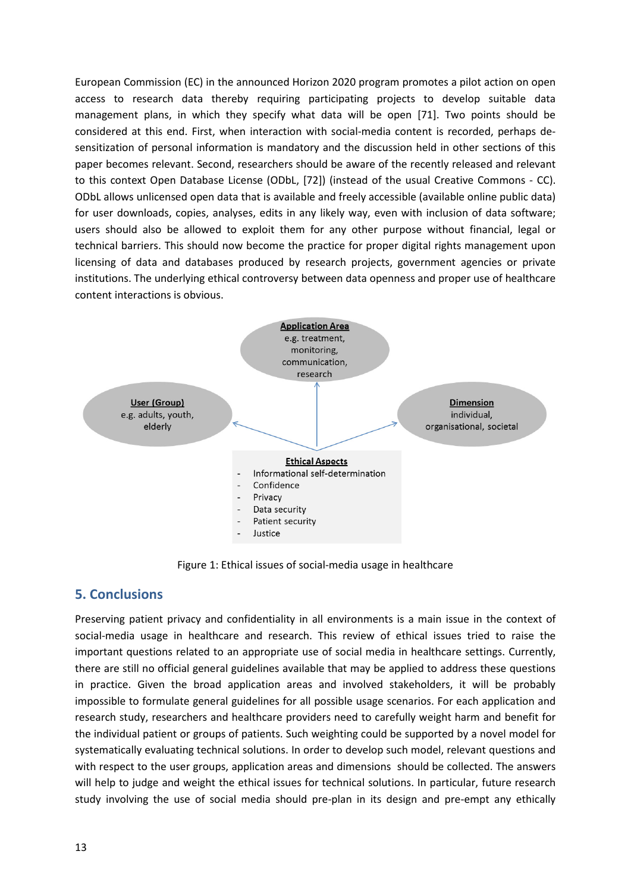European Commission (EC) in the announced Horizon 2020 program promotes a pilot action on open access to research data thereby requiring participating projects to develop suitable data management plans, in which they specify what data will be open [71]. Two points should be considered at this end. First, when interaction with social-media content is recorded, perhaps de-sensitization of personal information is mandatory and the discussion held in other sections of this paper becomes relevant. Second, researchers should be aware of the recently released and relevant to this context Open Database License (ODbL, [72]) (instead of the usual Creative Commons - CC). ODbL allows unlicensed open data that is available and freely accessible (available online public data) for user downloads, copies, analyses, edits in any likely way, even with inclusion of data software; users should also be allowed to exploit them for any other purpose without financial, legal or technical barriers. This should now become the practice for proper digital rights management upon licensing of data and databases produced by research projects, government agencies or private institutions. The underlying ethical controversy between data openness and proper use of healthcare content interactions is obvious.

**Application Area**
e.g. treatment, monitoring, communication, research

**User (Group)**
e.g. adults, youth, elderly

**Dimension**
individual, organisational, societal

**Ethical Aspects**
- Informational self-determination
- Confidence
- Privacy
- Data security
- Patient security
- Justice

Figure 1: Ethical issues of social-media usage in healthcare

## 5. Conclusions

Preserving patient privacy and confidentiality in all environments is a main issue in the context of social-media usage in healthcare and research. This review of ethical issues tried to raise the important questions related to an appropriate use of social media in healthcare settings. Currently, there are still no official general guidelines available that may be applied to address these questions in practice. Given the broad application areas and involved stakeholders, it will be probably impossible to formulate general guidelines for all possible usage scenarios. For each application and research study, researchers and healthcare providers need to carefully weight harm and benefit for the individual patient or groups of patients. Such weighting could be supported by a novel model for systematically evaluating technical solutions. In order to develop such model, relevant questions and with respect to the user groups, application areas and dimensions should be collected. The answers will help to judge and weight the ethical issues for technical solutions. In particular, future research study involving the use of social media should pre-plan in its design and pre-empt any ethically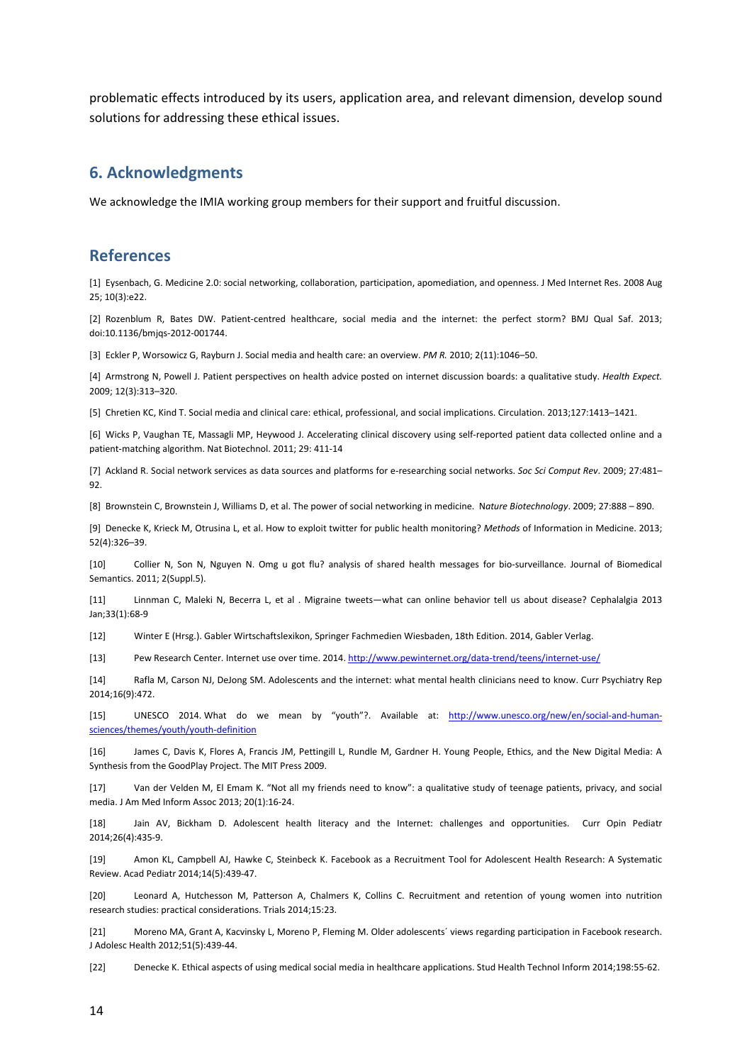problematic effects introduced by its users, application area, and relevant dimension, develop sound solutions for addressing these ethical issues.

## 6. Acknowledgments

We acknowledge the IMIA working group members for their support and fruitful discussion.

## References

[1] Eysenbach, G. Medicine 2.0: social networking, collaboration, participation, apomediation, and openness. J Med Internet Res. 2008 Aug 25; 10(3):e22.

[2] Rozenblum R, Bates DW. Patient-centred healthcare, social media and the internet: the perfect storm? BMJ Qual Saf. 2013; doi:10.1136/bmjqs-2012-001744.

[3] Eckler P, Worsowicz G, Rayburn J. Social media and health care: an overview. *PM R.* 2010; 2(11):1046–50.

[4] Armstrong N, Powell J. Patient perspectives on health advice posted on internet discussion boards: a qualitative study. *Health Expect.* 2009; 12(3):313–320.

[5] Chretien KC, Kind T. Social media and clinical care: ethical, professional, and social implications. Circulation. 2013;127:1413–1421.

[6] Wicks P, Vaughan TE, Massagli MP, Heywood J. Accelerating clinical discovery using self-reported patient data collected online and a patient-matching algorithm. Nat Biotechnol. 2011; 29: 411-14

[7] Ackland R. Social network services as data sources and platforms for e-researching social networks. *Soc Sci Comput Rev*. 2009; 27:481–92.

[8] Brownstein C, Brownstein J, Williams D, et al. The power of social networking in medicine. N*ature Biotechnology*. 2009; 27:888 – 890.

[9] Denecke K, Krieck M, Otrusina L, et al. How to exploit twitter for public health monitoring? *Methods* of Information in Medicine. 2013; 52(4):326–39.

[10] Collier N, Son N, Nguyen N. Omg u got flu? analysis of shared health messages for bio-surveillance. Journal of Biomedical Semantics. 2011; 2(Suppl.5).

[11] Linnman C, Maleki N, Becerra L, et al . Migraine tweets—what can online behavior tell us about disease? Cephalalgia 2013 Jan;33(1):68-9

[12] Winter E (Hrsg.). Gabler Wirtschaftslexikon, Springer Fachmedien Wiesbaden, 18th Edition. 2014, Gabler Verlag.

[13] Pew Research Center. Internet use over time. 2014. http://www.pewinternet.org/data-trend/teens/internet-use/

[14] Rafla M, Carson NJ, DeJong SM. Adolescents and the internet: what mental health clinicians need to know. Curr Psychiatry Rep 2014;16(9):472.

[15] UNESCO 2014. What do we mean by "youth"?. Available at: http://www.unesco.org/new/en/social-and-human-sciences/themes/youth/youth-definition

[16] James C, Davis K, Flores A, Francis JM, Pettingill L, Rundle M, Gardner H. Young People, Ethics, and the New Digital Media: A Synthesis from the GoodPlay Project. The MIT Press 2009.

[17] Van der Velden M, El Emam K. "Not all my friends need to know": a qualitative study of teenage patients, privacy, and social media. J Am Med Inform Assoc 2013; 20(1):16-24.

[18] Jain AV, Bickham D. Adolescent health literacy and the Internet: challenges and opportunities. Curr Opin Pediatr 2014;26(4):435-9.

[19] Amon KL, Campbell AJ, Hawke C, Steinbeck K. Facebook as a Recruitment Tool for Adolescent Health Research: A Systematic Review. Acad Pediatr 2014;14(5):439-47.

[20] Leonard A, Hutchesson M, Patterson A, Chalmers K, Collins C. Recruitment and retention of young women into nutrition research studies: practical considerations. Trials 2014;15:23.

[21] Moreno MA, Grant A, Kacvinsky L, Moreno P, Fleming M. Older adolescents´ views regarding participation in Facebook research. J Adolesc Health 2012;51(5):439-44.

[22] Denecke K. Ethical aspects of using medical social media in healthcare applications. Stud Health Technol Inform 2014;198:55-62.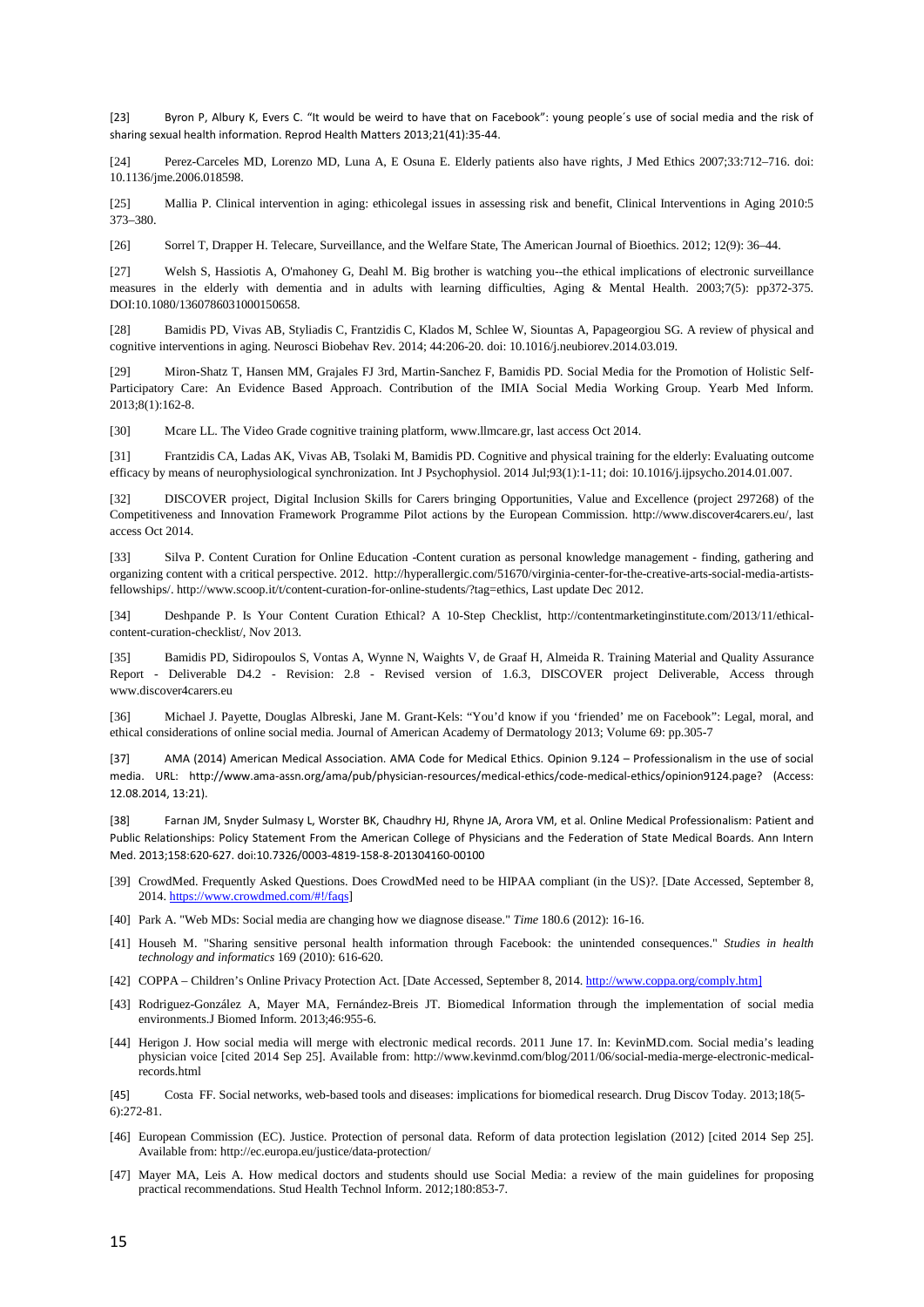[23] Byron P, Albury K, Evers C. "It would be weird to have that on Facebook": young people´s use of social media and the risk of sharing sexual health information. Reprod Health Matters 2013;21(41):35-44.

[24] Perez-Carceles MD, Lorenzo MD, Luna A, E Osuna E. Elderly patients also have rights, J Med Ethics 2007;33:712–716. doi: 10.1136/jme.2006.018598.

[25] Mallia P. Clinical intervention in aging: ethicolegal issues in assessing risk and benefit, Clinical Interventions in Aging 2010:5 373–380.

[26] Sorrel T, Drapper H. Telecare, Surveillance, and the Welfare State, The American Journal of Bioethics. 2012; 12(9): 36–44.

[27] Welsh S, Hassiotis A, O'mahoney G, Deahl M. Big brother is watching you--the ethical implications of electronic surveillance measures in the elderly with dementia and in adults with learning difficulties, Aging & Mental Health. 2003;7(5): pp372-375. DOI:10.1080/1360786031000150658.

[28] Bamidis PD, Vivas AB, Styliadis C, Frantzidis C, Klados M, Schlee W, Siountas A, Papageorgiou SG. A review of physical and cognitive interventions in aging. Neurosci Biobehav Rev. 2014; 44:206-20. doi: 10.1016/j.neubiorev.2014.03.019.

[29] Miron-Shatz T, Hansen MM, Grajales FJ 3rd, Martin-Sanchez F, Bamidis PD. Social Media for the Promotion of Holistic Self-Participatory Care: An Evidence Based Approach. Contribution of the IMIA Social Media Working Group. Yearb Med Inform. 2013;8(1):162-8.

[30] Mcare LL. The Video Grade cognitive training platform, www.llmcare.gr, last access Oct 2014.

[31] Frantzidis CA, Ladas AK, Vivas AB, Tsolaki M, Bamidis PD. Cognitive and physical training for the elderly: Evaluating outcome efficacy by means of neurophysiological synchronization. Int J Psychophysiol. 2014 Jul;93(1):1-11; doi: 10.1016/j.ijpsycho.2014.01.007.

[32] DISCOVER project, Digital Inclusion Skills for Carers bringing Opportunities, Value and Excellence (project 297268) of the Competitiveness and Innovation Framework Programme Pilot actions by the European Commission. http://www.discover4carers.eu/, last access Oct 2014.

[33] Silva P. Content Curation for Online Education -Content curation as personal knowledge management - finding, gathering and organizing content with a critical perspective. 2012. http://hyperallergic.com/51670/virginia-center-for-the-creative-arts-social-media-artists-fellowships/. http://www.scoop.it/t/content-curation-for-online-students/?tag=ethics, Last update Dec 2012.

[34] Deshpande P. Is Your Content Curation Ethical? A 10-Step Checklist, http://contentmarketinginstitute.com/2013/11/ethical-content-curation-checklist/, Nov 2013.

[35] Bamidis PD, Sidiropoulos S, Vontas A, Wynne N, Waights V, de Graaf H, Almeida R. Training Material and Quality Assurance Report - Deliverable D4.2 - Revision: 2.8 - Revised version of 1.6.3, DISCOVER project Deliverable, Access through www.discover4carers.eu

[36] Michael J. Payette, Douglas Albreski, Jane M. Grant-Kels: "You'd know if you 'friended' me on Facebook": Legal, moral, and ethical considerations of online social media. Journal of American Academy of Dermatology 2013; Volume 69: pp.305-7

[37] AMA (2014) American Medical Association. AMA Code for Medical Ethics. Opinion 9.124 – Professionalism in the use of social media. URL: http://www.ama-assn.org/ama/pub/physician-resources/medical-ethics/code-medical-ethics/opinion9124.page? (Access: 12.08.2014, 13:21).

[38] Farnan JM, Snyder Sulmasy L, Worster BK, Chaudhry HJ, Rhyne JA, Arora VM, et al. Online Medical Professionalism: Patient and Public Relationships: Policy Statement From the American College of Physicians and the Federation of State Medical Boards. Ann Intern Med. 2013;158:620-627. doi:10.7326/0003-4819-158-8-201304160-00100

[39] CrowdMed. Frequently Asked Questions. Does CrowdMed need to be HIPAA compliant (in the US)?. [Date Accessed, September 8, 2014. https://www.crowdmed.com/#!/faqs]

[40] Park A. "Web MDs: Social media are changing how we diagnose disease." *Time* 180.6 (2012): 16-16.

[41] Househ M. "Sharing sensitive personal health information through Facebook: the unintended consequences." *Studies in health technology and informatics* 169 (2010): 616-620.

[42] COPPA – Children's Online Privacy Protection Act. [Date Accessed, September 8, 2014. http://www.coppa.org/comply.htm]

[43] Rodriguez-González A, Mayer MA, Fernández-Breis JT. Biomedical Information through the implementation of social media environments.J Biomed Inform. 2013;46:955-6.

[44] Herigon J. How social media will merge with electronic medical records. 2011 June 17. In: KevinMD.com. Social media's leading physician voice [cited 2014 Sep 25]. Available from: http://www.kevinmd.com/blog/2011/06/social-media-merge-electronic-medical-records.html

[45] Costa FF. Social networks, web-based tools and diseases: implications for biomedical research. Drug Discov Today. 2013;18(5-6):272-81.

[46] European Commission (EC). Justice. Protection of personal data. Reform of data protection legislation (2012) [cited 2014 Sep 25]. Available from: http://ec.europa.eu/justice/data-protection/

[47] Mayer MA, Leis A. How medical doctors and students should use Social Media: a review of the main guidelines for proposing practical recommendations. Stud Health Technol Inform. 2012;180:853-7.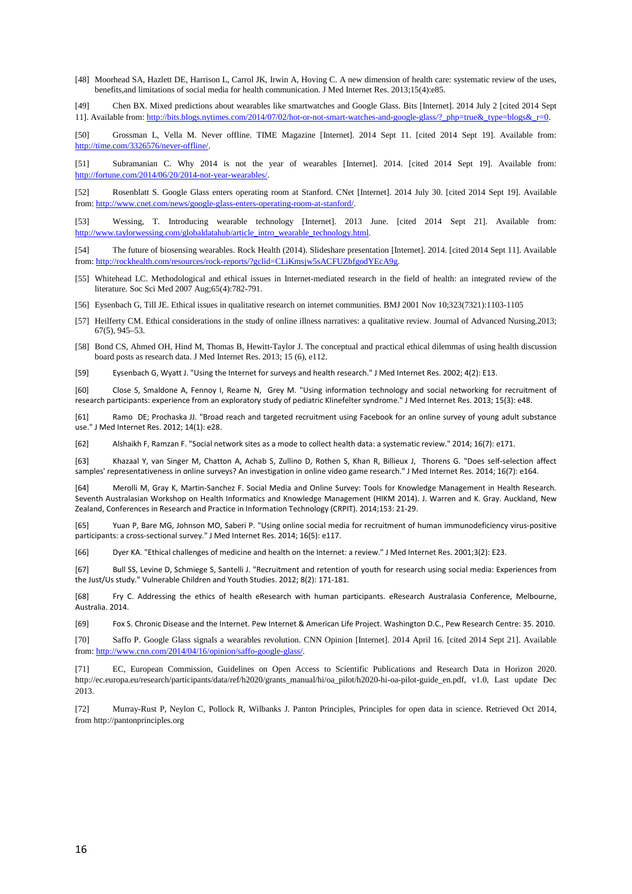[48] Moorhead SA, Hazlett DE, Harrison L, Carrol JK, Irwin A, Hoving C. A new dimension of health care: systematic review of the uses, benefits,and limitations of social media for health communication. J Med Internet Res. 2013;15(4):e85.

[49] Chen BX. Mixed predictions about wearables like smartwatches and Google Glass. Bits [Internet]. 2014 July 2 [cited 2014 Sept 11]. Available from: http://bits.blogs.nytimes.com/2014/07/02/hot-or-not-smart-watches-and-google-glass/?_php=true&_type=blogs&_r=0.

[50] Grossman L, Vella M. Never offline. TIME Magazine [Internet]. 2014 Sept 11. [cited 2014 Sept 19]. Available from: http://time.com/3326576/never-offline/.

[51] Subramanian C. Why 2014 is not the year of wearables [Internet]. 2014. [cited 2014 Sept 19]. Available from: http://fortune.com/2014/06/20/2014-not-year-wearables/.

[52] Rosenblatt S. Google Glass enters operating room at Stanford. CNet [Internet]. 2014 July 30. [cited 2014 Sept 19]. Available from: http://www.cnet.com/news/google-glass-enters-operating-room-at-stanford/.

[53] Wessing, T. Introducing wearable technology [Internet]. 2013 June. [cited 2014 Sept 21]. Available from: http://www.taylorwessing.com/globaldatahub/article_intro_wearable_technology.html.

[54] The future of biosensing wearables. Rock Health (2014). Slideshare presentation [Internet]. 2014. [cited 2014 Sept 11]. Available from: http://rockhealth.com/resources/rock-reports/?gclid=CLiKmsjw5sACFUZbfgodYEcA9g.

[55] Whitehead LC. Methodological and ethical issues in Internet-mediated research in the field of health: an integrated review of the literature. Soc Sci Med 2007 Aug;65(4):782-791.

[56] Eysenbach G, Till JE. Ethical issues in qualitative research on internet communities. BMJ 2001 Nov 10;323(7321):1103-1105

[57] Heilferty CM. Ethical considerations in the study of online illness narratives: a qualitative review. Journal of Advanced Nursing.2013; 67(5), 945–53.

[58] Bond CS, Ahmed OH, Hind M, Thomas B, Hewitt-Taylor J. The conceptual and practical ethical dilemmas of using health discussion board posts as research data. J Med Internet Res. 2013; 15 (6), e112.

[59] Eysenbach G, Wyatt J. "Using the Internet for surveys and health research." J Med Internet Res. 2002; 4(2): E13.

[60] Close S, Smaldone A, Fennoy I, Reame N, Grey M. "Using information technology and social networking for recruitment of research participants: experience from an exploratory study of pediatric Klinefelter syndrome." J Med Internet Res. 2013; 15(3): e48.

[61] Ramo DE; Prochaska JJ. "Broad reach and targeted recruitment using Facebook for an online survey of young adult substance use." J Med Internet Res. 2012; 14(1): e28.

[62] Alshaikh F, Ramzan F. "Social network sites as a mode to collect health data: a systematic review." 2014; 16(7): e171.

[63] Khazaal Y, van Singer M, Chatton A, Achab S, Zullino D, Rothen S, Khan R, Billieux J, Thorens G. "Does self-selection affect samples' representativeness in online surveys? An investigation in online video game research." J Med Internet Res. 2014; 16(7): e164.

[64] Merolli M, Gray K, Martin-Sanchez F. Social Media and Online Survey: Tools for Knowledge Management in Health Research. Seventh Australasian Workshop on Health Informatics and Knowledge Management (HIKM 2014). J. Warren and K. Gray. Auckland, New Zealand, Conferences in Research and Practice in Information Technology (CRPIT). 2014;153: 21-29.

[65] Yuan P, Bare MG, Johnson MO, Saberi P. "Using online social media for recruitment of human immunodeficiency virus-positive participants: a cross-sectional survey." J Med Internet Res. 2014; 16(5): e117.

[66] Dyer KA. "Ethical challenges of medicine and health on the Internet: a review." J Med Internet Res. 2001;3(2): E23.

[67] Bull SS, Levine D, Schmiege S, Santelli J. "Recruitment and retention of youth for research using social media: Experiences from the Just/Us study." Vulnerable Children and Youth Studies. 2012; 8(2): 171-181.

[68] Fry C. Addressing the ethics of health eResearch with human participants. eResearch Australasia Conference, Melbourne, Australia. 2014.

[69] Fox S. Chronic Disease and the Internet. Pew Internet & American Life Project. Washington D.C., Pew Research Centre: 35. 2010.

[70] Saffo P. Google Glass signals a wearables revolution. CNN Opinion [Internet]. 2014 April 16. [cited 2014 Sept 21]. Available from: http://www.cnn.com/2014/04/16/opinion/saffo-google-glass/.

[71] EC, European Commission, Guidelines on Open Access to Scientific Publications and Research Data in Horizon 2020. http://ec.europa.eu/research/participants/data/ref/h2020/grants_manual/hi/oa_pilot/h2020-hi-oa-pilot-guide_en.pdf, v1.0, Last update Dec 2013.

[72] Murray-Rust P, Neylon C, Pollock R, Wilbanks J. Panton Principles, Principles for open data in science. Retrieved Oct 2014, from http://pantonprinciples.org